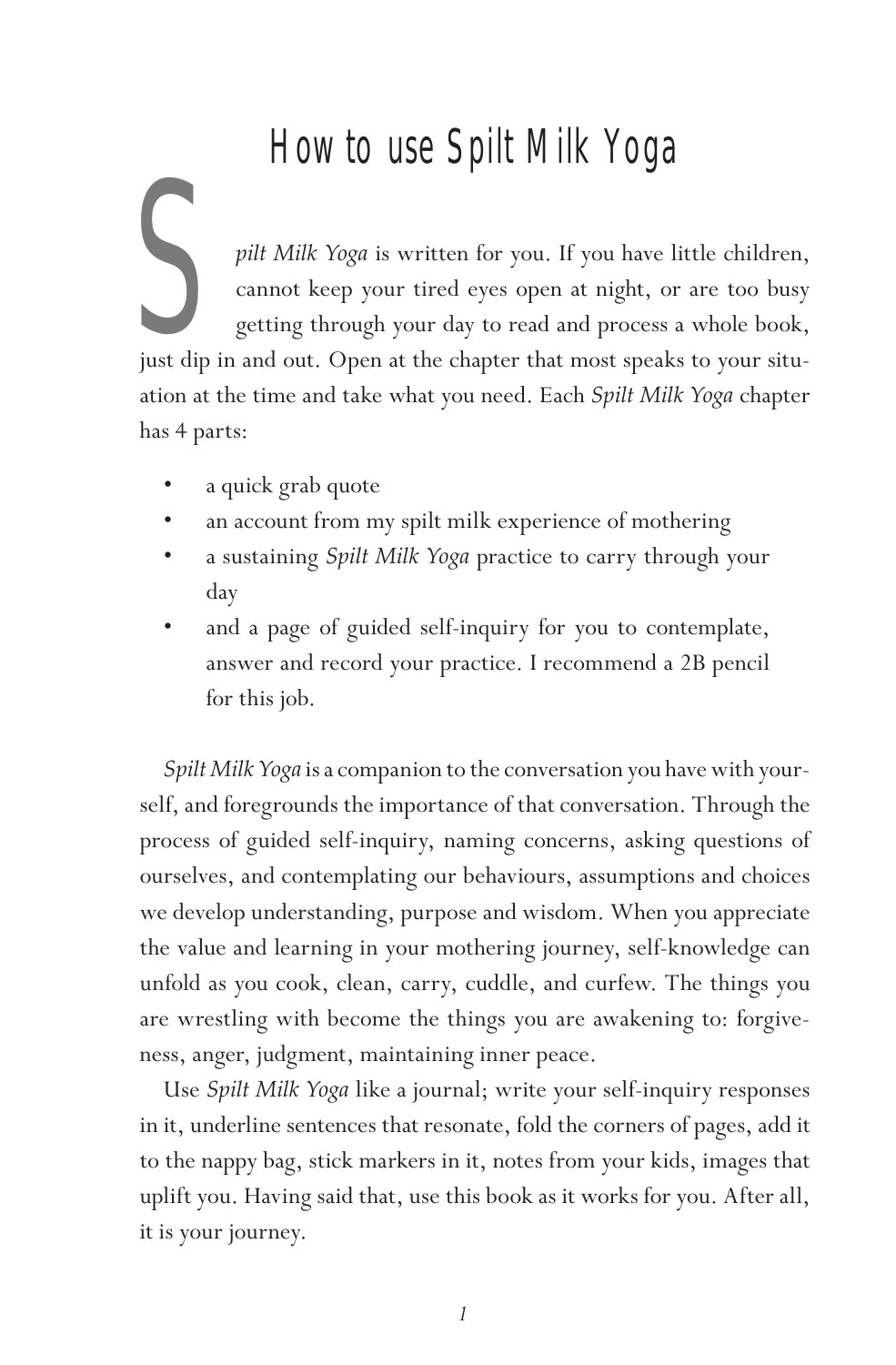# How to use Spilt Milk Yoga

*Spilt Milk Yoga* is written for you. If you have little children, cannot keep your tired eyes open at night, or are too busy getting through your day to read and process a whole book, just dip in and out. Open at the chapter that most speaks to your situation at the time and take what you need. Each *Spilt Milk Yoga* chapter has 4 parts:

- a quick grab quote
- an account from my spilt milk experience of mothering
- a sustaining *Spilt Milk Yoga* practice to carry through your day
- and a page of guided self-inquiry for you to contemplate, answer and record your practice. I recommend a 2B pencil for this job.

*Spilt Milk Yoga* is a companion to the conversation you have with yourself, and foregrounds the importance of that conversation. Through the process of guided self-inquiry, naming concerns, asking questions of ourselves, and contemplating our behaviours, assumptions and choices we develop understanding, purpose and wisdom. When you appreciate the value and learning in your mothering journey, self-knowledge can unfold as you cook, clean, carry, cuddle, and curfew. The things you are wrestling with become the things you are awakening to: forgiveness, anger, judgment, maintaining inner peace.

Use *Spilt Milk Yoga* like a journal; write your self-inquiry responses in it, underline sentences that resonate, fold the corners of pages, add it to the nappy bag, stick markers in it, notes from your kids, images that uplift you. Having said that, use this book as it works for you. After all, it is your journey.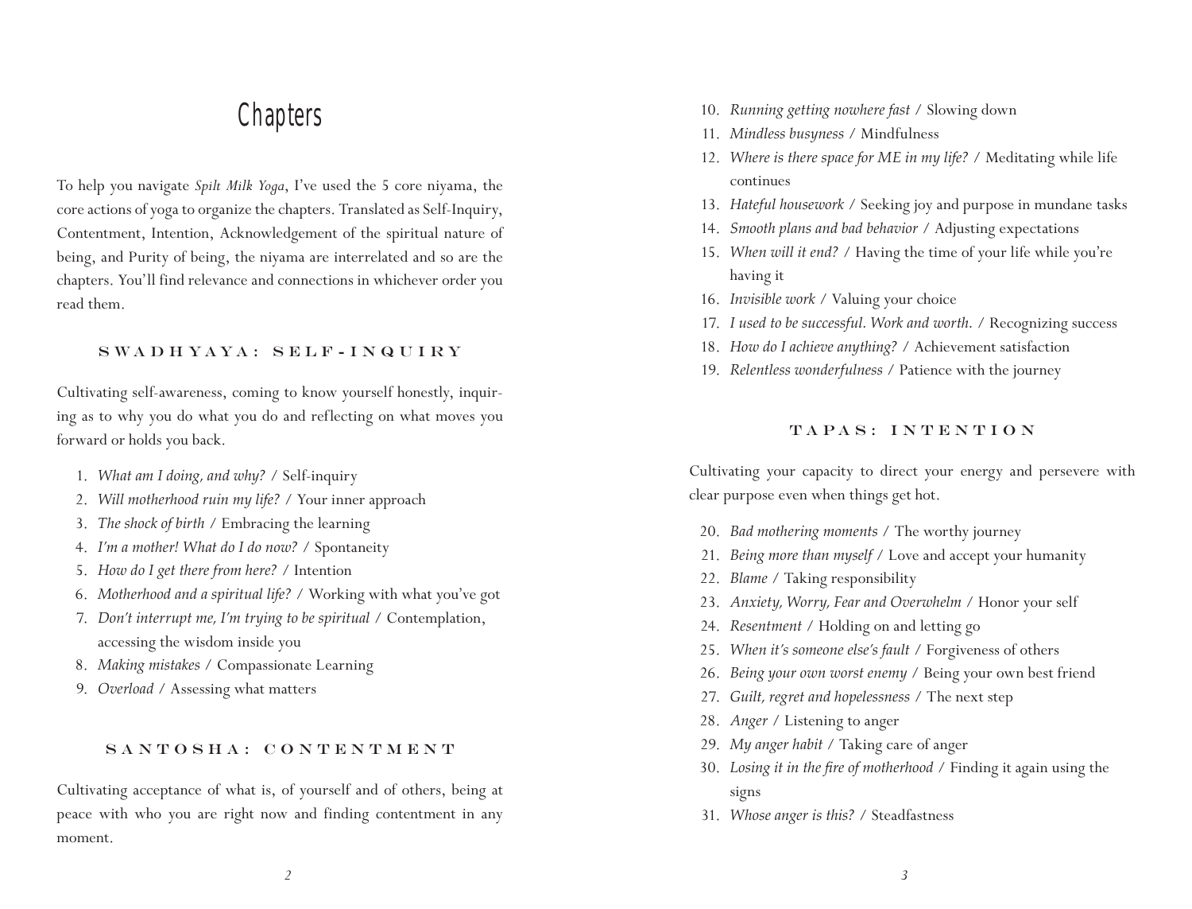# Chapters

To help you navigate *Spilt Milk Yoga*, I've used the 5 core niyama, the core actions of yoga to organize the chapters. Translated as Self-Inquiry, Contentment, Intention, Acknowledgement of the spiritual nature of being, and Purity of being, the niyama are interrelated and so are the chapters. You'll find relevance and connections in whichever order you read them.

## SWADHYAYA: SELF-INQUIRY

Cultivating self-awareness, coming to know yourself honestly, inquiring as to why you do what you do and reflecting on what moves you forward or holds you back.

1. *What am I doing, and why?* / Self-inquiry
2. *Will motherhood ruin my life?* / Your inner approach
3. *The shock of birth* / Embracing the learning
4. *I'm a mother! What do I do now?* / Spontaneity
5. *How do I get there from here?* / Intention
6. *Motherhood and a spiritual life?* / Working with what you've got
7. *Don't interrupt me, I'm trying to be spiritual* / Contemplation, accessing the wisdom inside you
8. *Making mistakes* / Compassionate Learning
9. *Overload* / Assessing what matters

## SANTOSHA: CONTENTMENT

Cultivating acceptance of what is, of yourself and of others, being at peace with who you are right now and finding contentment in any moment.

10. *Running getting nowhere fast* / Slowing down
11. *Mindless busyness* / Mindfulness
12. *Where is there space for ME in my life?* / Meditating while life continues
13. *Hateful housework* / Seeking joy and purpose in mundane tasks
14. *Smooth plans and bad behavior* / Adjusting expectations
15. *When will it end?* / Having the time of your life while you're having it
16. *Invisible work* / Valuing your choice
17. *I used to be successful. Work and worth.* / Recognizing success
18. *How do I achieve anything?* / Achievement satisfaction
19. *Relentless wonderfulness* / Patience with the journey

## TAPAS: INTENTION

Cultivating your capacity to direct your energy and persevere with clear purpose even when things get hot.

20. *Bad mothering moments* / The worthy journey
21. *Being more than myself* / Love and accept your humanity
22. *Blame* / Taking responsibility
23. *Anxiety, Worry, Fear and Overwhelm* / Honor your self
24. *Resentment* / Holding on and letting go
25. *When it's someone else's fault* / Forgiveness of others
26. *Being your own worst enemy* / Being your own best friend
27. *Guilt, regret and hopelessness* / The next step
28. *Anger* / Listening to anger
29. *My anger habit* / Taking care of anger
30. *Losing it in the fire of motherhood* / Finding it again using the signs
31. *Whose anger is this?* / Steadfastness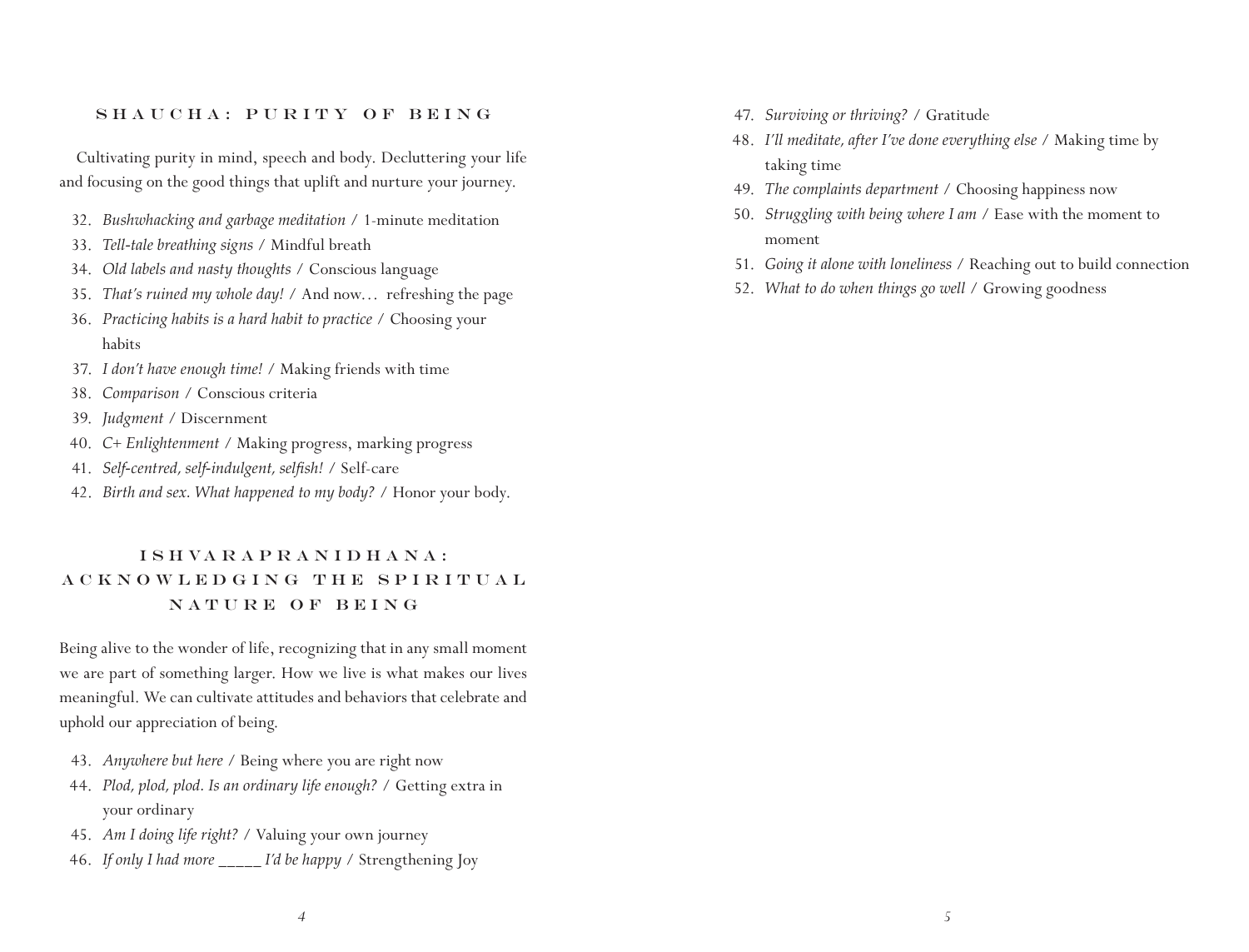### SHAUCHA: PURITY OF BEING

Cultivating purity in mind, speech and body. Decluttering your life and focusing on the good things that uplift and nurture your journey.

32. *Bushwhacking and garbage meditation* / 1-minute meditation
33. *Tell-tale breathing signs* / Mindful breath
34. *Old labels and nasty thoughts* / Conscious language
35. *That's ruined my whole day!* / And now… refreshing the page
36. *Practicing habits is a hard habit to practice* / Choosing your habits
37. *I don't have enough time!* / Making friends with time
38. *Comparison* / Conscious criteria
39. *Judgment* / Discernment
40. *C+ Enlightenment* / Making progress, marking progress
41. *Self-centred, self-indulgent, selfish!* / Self-care
42. *Birth and sex. What happened to my body?* / Honor your body.

### ISHVARAPRANIDHANA: ACKNOWLEDGING THE SPIRITUAL NATURE OF BEING

Being alive to the wonder of life, recognizing that in any small moment we are part of something larger. How we live is what makes our lives meaningful. We can cultivate attitudes and behaviors that celebrate and uphold our appreciation of being.

43. *Anywhere but here* / Being where you are right now
44. *Plod, plod, plod. Is an ordinary life enough?* / Getting extra in your ordinary
45. *Am I doing life right?* / Valuing your own journey
46. *If only I had more _____ I'd be happy* / Strengthening Joy
47. *Surviving or thriving?* / Gratitude
48. *I'll meditate, after I've done everything else* / Making time by taking time
49. *The complaints department* / Choosing happiness now
50. *Struggling with being where I am* / Ease with the moment to moment
51. *Going it alone with loneliness* / Reaching out to build connection
52. *What to do when things go well* / Growing goodness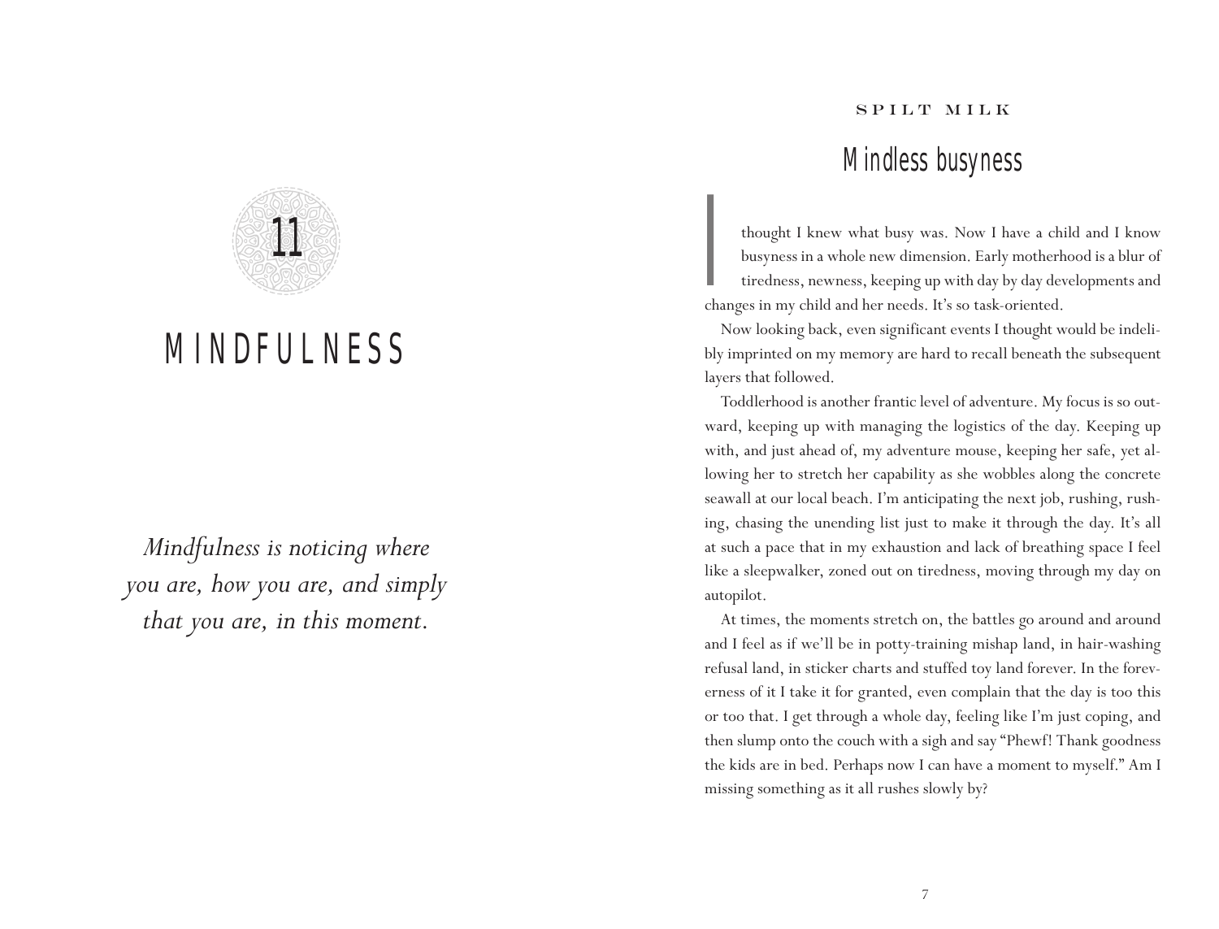# 11

# MINDFULNESS

*Mindfulness is noticing where you are, how you are, and simply that you are, in this moment.*

SPILT MILK

## Mindless busyness

I thought I knew what busy was. Now I have a child and I know busyness in a whole new dimension. Early motherhood is a blur of tiredness, newness, keeping up with day by day developments and changes in my child and her needs. It's so task-oriented.

Now looking back, even significant events I thought would be indelibly imprinted on my memory are hard to recall beneath the subsequent layers that followed.

Toddlerhood is another frantic level of adventure. My focus is so outward, keeping up with managing the logistics of the day. Keeping up with, and just ahead of, my adventure mouse, keeping her safe, yet allowing her to stretch her capability as she wobbles along the concrete seawall at our local beach. I'm anticipating the next job, rushing, rushing, chasing the unending list just to make it through the day. It's all at such a pace that in my exhaustion and lack of breathing space I feel like a sleepwalker, zoned out on tiredness, moving through my day on autopilot.

At times, the moments stretch on, the battles go around and around and I feel as if we'll be in potty-training mishap land, in hair-washing refusal land, in sticker charts and stuffed toy land forever. In the foreverness of it I take it for granted, even complain that the day is too this or too that. I get through a whole day, feeling like I'm just coping, and then slump onto the couch with a sigh and say "Phewf! Thank goodness the kids are in bed. Perhaps now I can have a moment to myself." Am I missing something as it all rushes slowly by?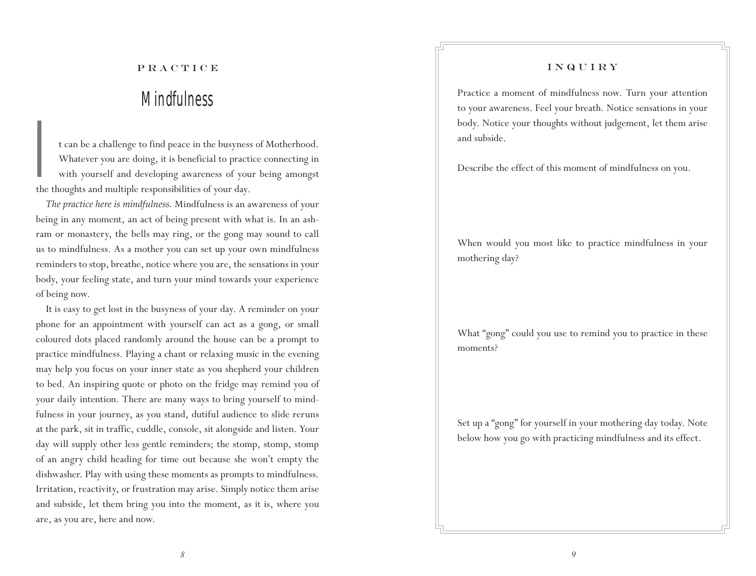PRACTICE

# Mindfulness

It can be a challenge to find peace in the busyness of Motherhood. Whatever you are doing, it is beneficial to practice connecting in with yourself and developing awareness of your being amongst the thoughts and multiple responsibilities of your day.

*The practice here is mindfulness.* Mindfulness is an awareness of your being in any moment, an act of being present with what is. In an ashram or monastery, the bells may ring, or the gong may sound to call us to mindfulness. As a mother you can set up your own mindfulness reminders to stop, breathe, notice where you are, the sensations in your body, your feeling state, and turn your mind towards your experience of being now.

It is easy to get lost in the busyness of your day. A reminder on your phone for an appointment with yourself can act as a gong, or small coloured dots placed randomly around the house can be a prompt to practice mindfulness. Playing a chant or relaxing music in the evening may help you focus on your inner state as you shepherd your children to bed. An inspiring quote or photo on the fridge may remind you of your daily intention. There are many ways to bring yourself to mindfulness in your journey, as you stand, dutiful audience to slide reruns at the park, sit in traffic, cuddle, console, sit alongside and listen. Your day will supply other less gentle reminders; the stomp, stomp, stomp of an angry child heading for time out because she won't empty the dishwasher. Play with using these moments as prompts to mindfulness. Irritation, reactivity, or frustration may arise. Simply notice them arise and subside, let them bring you into the moment, as it is, where you are, as you are, here and now.

INQUIRY

Practice a moment of mindfulness now. Turn your attention to your awareness. Feel your breath. Notice sensations in your body. Notice your thoughts without judgement, let them arise and subside.

Describe the effect of this moment of mindfulness on you.

When would you most like to practice mindfulness in your mothering day?

What "gong" could you use to remind you to practice in these moments?

Set up a "gong" for yourself in your mothering day today. Note below how you go with practicing mindfulness and its effect.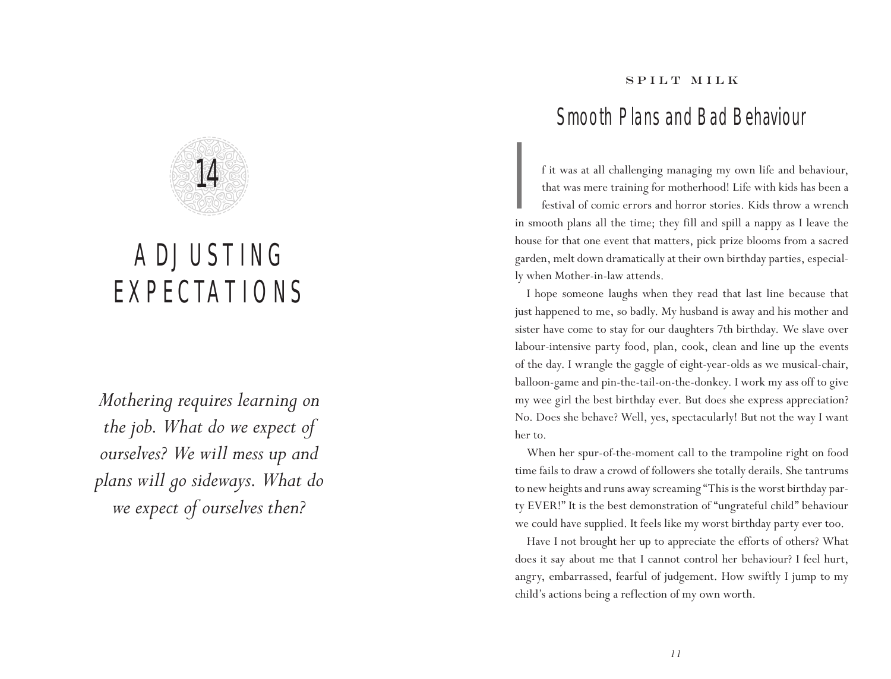# 14

# ADJUSTING EXPECTATIONS

*Mothering requires learning on the job. What do we expect of ourselves? We will mess up and plans will go sideways. What do we expect of ourselves then?*

SPILT MILK

## Smooth Plans and Bad Behaviour

If it was at all challenging managing my own life and behaviour, that was mere training for motherhood! Life with kids has been a festival of comic errors and horror stories. Kids throw a wrench in smooth plans all the time; they fill and spill a nappy as I leave the house for that one event that matters, pick prize blooms from a sacred garden, melt down dramatically at their own birthday parties, especially when Mother-in-law attends.

I hope someone laughs when they read that last line because that just happened to me, so badly. My husband is away and his mother and sister have come to stay for our daughters 7th birthday. We slave over labour-intensive party food, plan, cook, clean and line up the events of the day. I wrangle the gaggle of eight-year-olds as we musical-chair, balloon-game and pin-the-tail-on-the-donkey. I work my ass off to give my wee girl the best birthday ever. But does she express appreciation? No. Does she behave? Well, yes, spectacularly! But not the way I want her to.

When her spur-of-the-moment call to the trampoline right on food time fails to draw a crowd of followers she totally derails. She tantrums to new heights and runs away screaming "This is the worst birthday party EVER!" It is the best demonstration of "ungrateful child" behaviour we could have supplied. It feels like my worst birthday party ever too.

Have I not brought her up to appreciate the efforts of others? What does it say about me that I cannot control her behaviour? I feel hurt, angry, embarrassed, fearful of judgement. How swiftly I jump to my child's actions being a reflection of my own worth.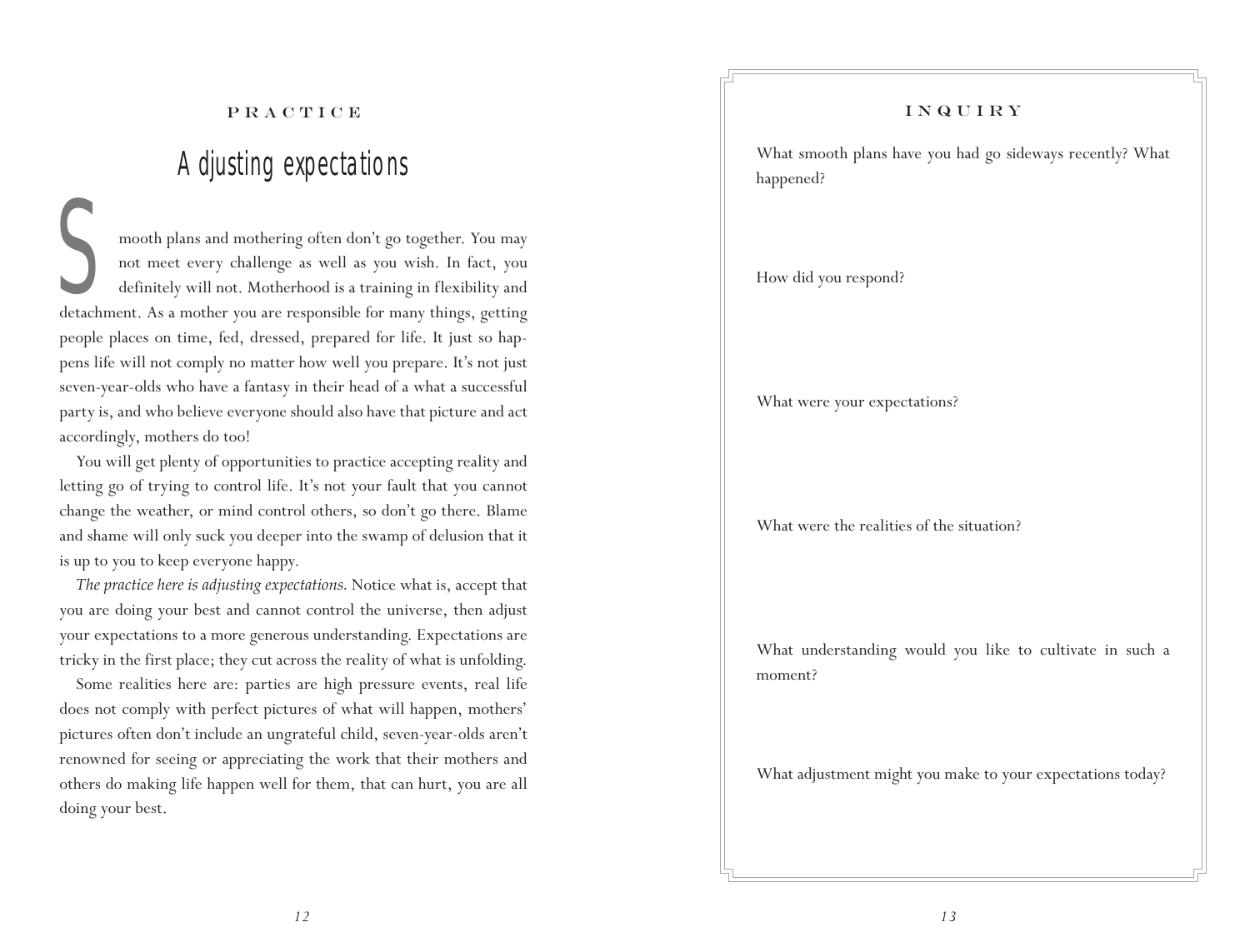PRACTICE

# Adjusting expectations

Smooth plans and mothering often don't go together. You may not meet every challenge as well as you wish. In fact, you definitely will not. Motherhood is a training in flexibility and detachment. As a mother you are responsible for many things, getting people places on time, fed, dressed, prepared for life. It just so happens life will not comply no matter how well you prepare. It's not just seven-year-olds who have a fantasy in their head of a what a successful party is, and who believe everyone should also have that picture and act accordingly, mothers do too!

You will get plenty of opportunities to practice accepting reality and letting go of trying to control life. It's not your fault that you cannot change the weather, or mind control others, so don't go there. Blame and shame will only suck you deeper into the swamp of delusion that it is up to you to keep everyone happy.

*The practice here is adjusting expectations.* Notice what is, accept that you are doing your best and cannot control the universe, then adjust your expectations to a more generous understanding. Expectations are tricky in the first place; they cut across the reality of what is unfolding.

Some realities here are: parties are high pressure events, real life does not comply with perfect pictures of what will happen, mothers' pictures often don't include an ungrateful child, seven-year-olds aren't renowned for seeing or appreciating the work that their mothers and others do making life happen well for them, that can hurt, you are all doing your best.

INQUIRY

What smooth plans have you had go sideways recently? What happened?

How did you respond?

What were your expectations?

What were the realities of the situation?

What understanding would you like to cultivate in such a moment?

What adjustment might you make to your expectations today?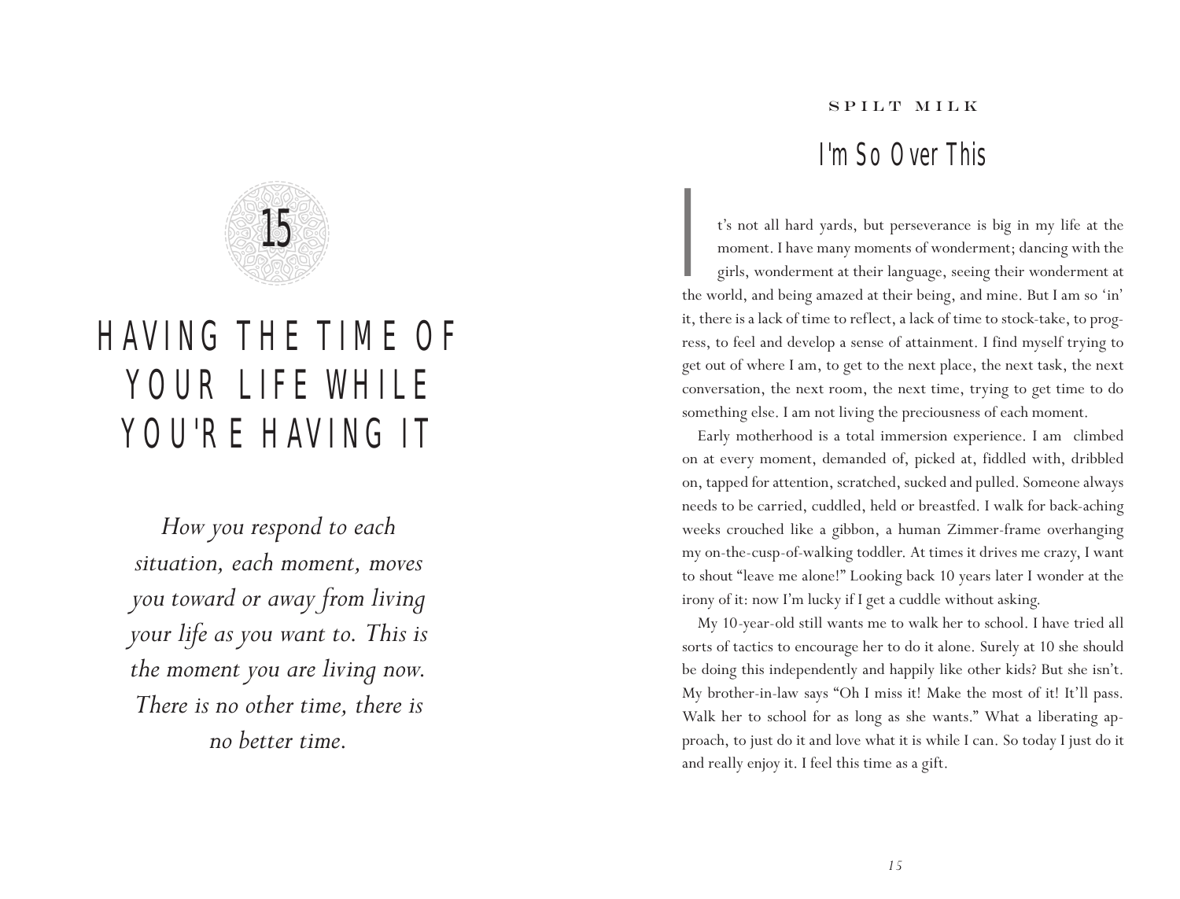# 15

# HAVING THE TIME OF YOUR LIFE WHILE YOU'RE HAVING IT

*How you respond to each situation, each moment, moves you toward or away from living your life as you want to. This is the moment you are living now. There is no other time, there is no better time.*

SPILT MILK

## I'm So Over This

It's not all hard yards, but perseverance is big in my life at the moment. I have many moments of wonderment; dancing with the girls, wonderment at their language, seeing their wonderment at the world, and being amazed at their being, and mine. But I am so 'in' it, there is a lack of time to reflect, a lack of time to stock-take, to progress, to feel and develop a sense of attainment. I find myself trying to get out of where I am, to get to the next place, the next task, the next conversation, the next room, the next time, trying to get time to do something else. I am not living the preciousness of each moment.

Early motherhood is a total immersion experience. I am climbed on at every moment, demanded of, picked at, fiddled with, dribbled on, tapped for attention, scratched, sucked and pulled. Someone always needs to be carried, cuddled, held or breastfed. I walk for back-aching weeks crouched like a gibbon, a human Zimmer-frame overhanging my on-the-cusp-of-walking toddler. At times it drives me crazy, I want to shout "leave me alone!" Looking back 10 years later I wonder at the irony of it: now I'm lucky if I get a cuddle without asking.

My 10-year-old still wants me to walk her to school. I have tried all sorts of tactics to encourage her to do it alone. Surely at 10 she should be doing this independently and happily like other kids? But she isn't. My brother-in-law says "Oh I miss it! Make the most of it! It'll pass. Walk her to school for as long as she wants." What a liberating approach, to just do it and love what it is while I can. So today I just do it and really enjoy it. I feel this time as a gift.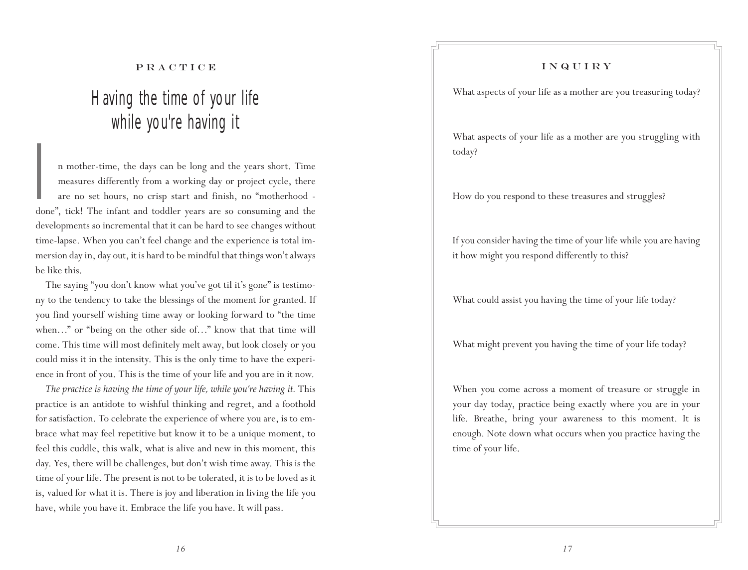PRACTICE

# Having the time of your life while you're having it

In mother-time, the days can be long and the years short. Time measures differently from a working day or project cycle, there are no set hours, no crisp start and finish, no "motherhood - done", tick! The infant and toddler years are so consuming and the developments so incremental that it can be hard to see changes without time-lapse. When you can't feel change and the experience is total immersion day in, day out, it is hard to be mindful that things won't always be like this.

The saying "you don't know what you've got til it's gone" is testimony to the tendency to take the blessings of the moment for granted. If you find yourself wishing time away or looking forward to "the time when…" or "being on the other side of…" know that that time will come. This time will most definitely melt away, but look closely or you could miss it in the intensity. This is the only time to have the experience in front of you. This is the time of your life and you are in it now.

*The practice is having the time of your life, while you're having it.* This practice is an antidote to wishful thinking and regret, and a foothold for satisfaction. To celebrate the experience of where you are, is to embrace what may feel repetitive but know it to be a unique moment, to feel this cuddle, this walk, what is alive and new in this moment, this day. Yes, there will be challenges, but don't wish time away. This is the time of your life. The present is not to be tolerated, it is to be loved as it is, valued for what it is. There is joy and liberation in living the life you have, while you have it. Embrace the life you have. It will pass.

## INQUIRY

What aspects of your life as a mother are you treasuring today?

What aspects of your life as a mother are you struggling with today?

How do you respond to these treasures and struggles?

If you consider having the time of your life while you are having it how might you respond differently to this?

What could assist you having the time of your life today?

What might prevent you having the time of your life today?

When you come across a moment of treasure or struggle in your day today, practice being exactly where you are in your life. Breathe, bring your awareness to this moment. It is enough. Note down what occurs when you practice having the time of your life.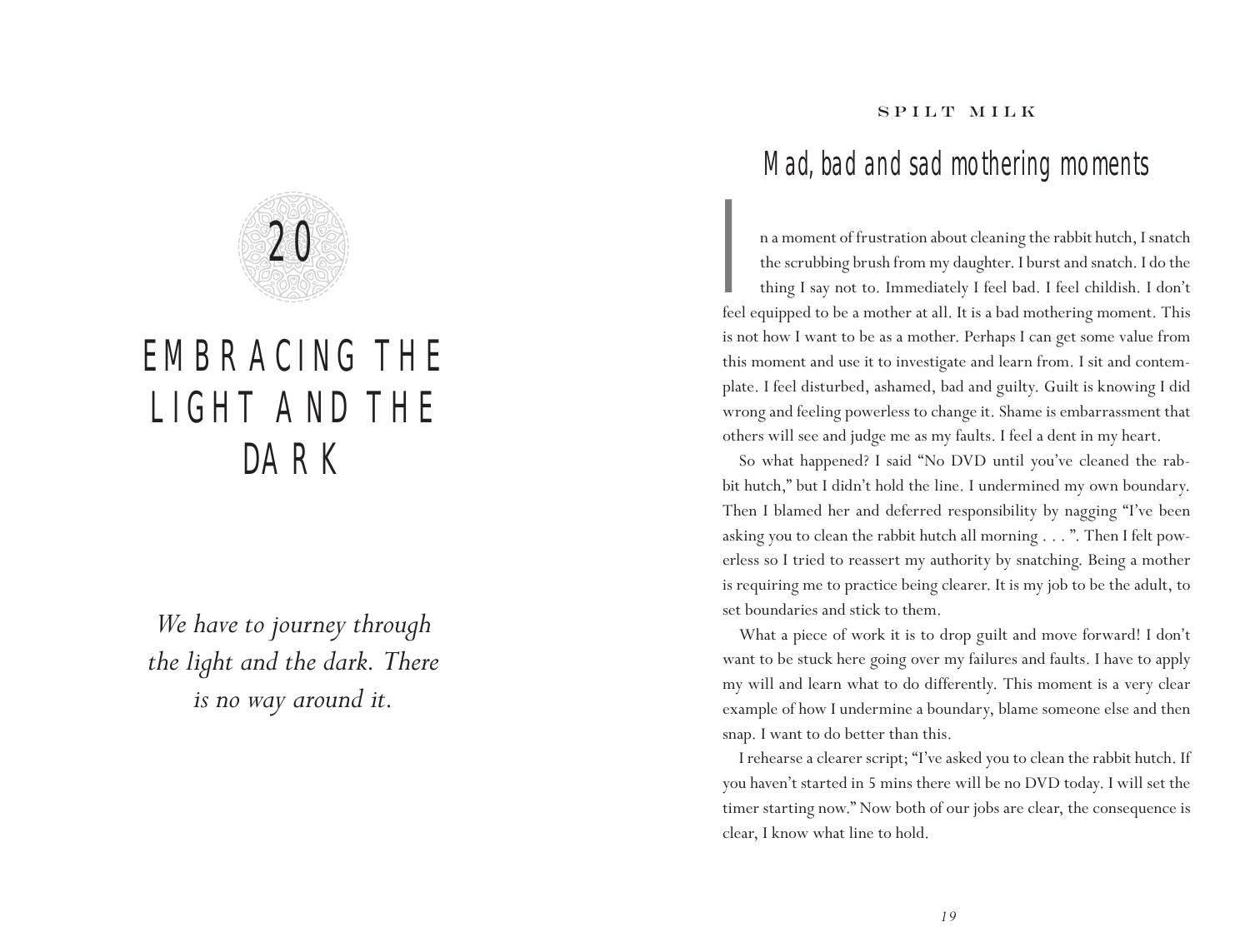# 20

# EMBRACING THE LIGHT AND THE DARK

*We have to journey through the light and the dark. There is no way around it.*

## SPILT MILK

### Mad, bad and sad mothering moments

In a moment of frustration about cleaning the rabbit hutch, I snatch the scrubbing brush from my daughter. I burst and snatch. I do the thing I say not to. Immediately I feel bad. I feel childish. I don't feel equipped to be a mother at all. It is a bad mothering moment. This is not how I want to be as a mother. Perhaps I can get some value from this moment and use it to investigate and learn from. I sit and contemplate. I feel disturbed, ashamed, bad and guilty. Guilt is knowing I did wrong and feeling powerless to change it. Shame is embarrassment that others will see and judge me as my faults. I feel a dent in my heart.

So what happened? I said "No DVD until you've cleaned the rabbit hutch," but I didn't hold the line. I undermined my own boundary. Then I blamed her and deferred responsibility by nagging "I've been asking you to clean the rabbit hutch all morning . . . ". Then I felt powerless so I tried to reassert my authority by snatching. Being a mother is requiring me to practice being clearer. It is my job to be the adult, to set boundaries and stick to them.

What a piece of work it is to drop guilt and move forward! I don't want to be stuck here going over my failures and faults. I have to apply my will and learn what to do differently. This moment is a very clear example of how I undermine a boundary, blame someone else and then snap. I want to do better than this.

I rehearse a clearer script; "I've asked you to clean the rabbit hutch. If you haven't started in 5 mins there will be no DVD today. I will set the timer starting now." Now both of our jobs are clear, the consequence is clear, I know what line to hold.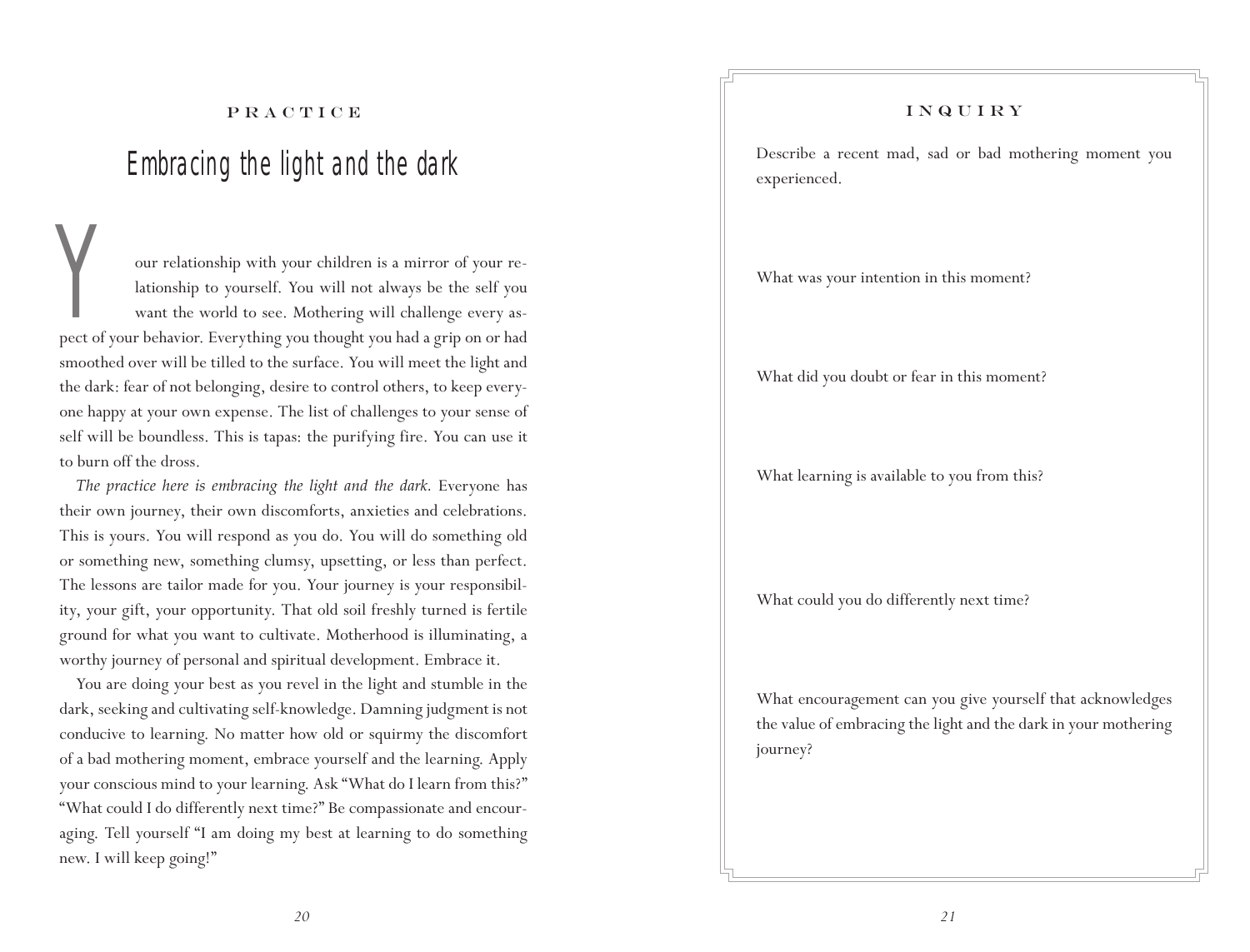PRACTICE

# Embracing the light and the dark

Your relationship with your children is a mirror of your relationship to yourself. You will not always be the self you want the world to see. Mothering will challenge every aspect of your behavior. Everything you thought you had a grip on or had smoothed over will be tilled to the surface. You will meet the light and the dark: fear of not belonging, desire to control others, to keep everyone happy at your own expense. The list of challenges to your sense of self will be boundless. This is tapas: the purifying fire. You can use it to burn off the dross.

*The practice here is embracing the light and the dark.* Everyone has their own journey, their own discomforts, anxieties and celebrations. This is yours. You will respond as you do. You will do something old or something new, something clumsy, upsetting, or less than perfect. The lessons are tailor made for you. Your journey is your responsibility, your gift, your opportunity. That old soil freshly turned is fertile ground for what you want to cultivate. Motherhood is illuminating, a worthy journey of personal and spiritual development. Embrace it.

You are doing your best as you revel in the light and stumble in the dark, seeking and cultivating self-knowledge. Damning judgment is not conducive to learning. No matter how old or squirmy the discomfort of a bad mothering moment, embrace yourself and the learning. Apply your conscious mind to your learning. Ask "What do I learn from this?" "What could I do differently next time?" Be compassionate and encouraging. Tell yourself "I am doing my best at learning to do something new. I will keep going!"

## INQUIRY

Describe a recent mad, sad or bad mothering moment you experienced.

What was your intention in this moment?

What did you doubt or fear in this moment?

What learning is available to you from this?

What could you do differently next time?

What encouragement can you give yourself that acknowledges the value of embracing the light and the dark in your mothering journey?